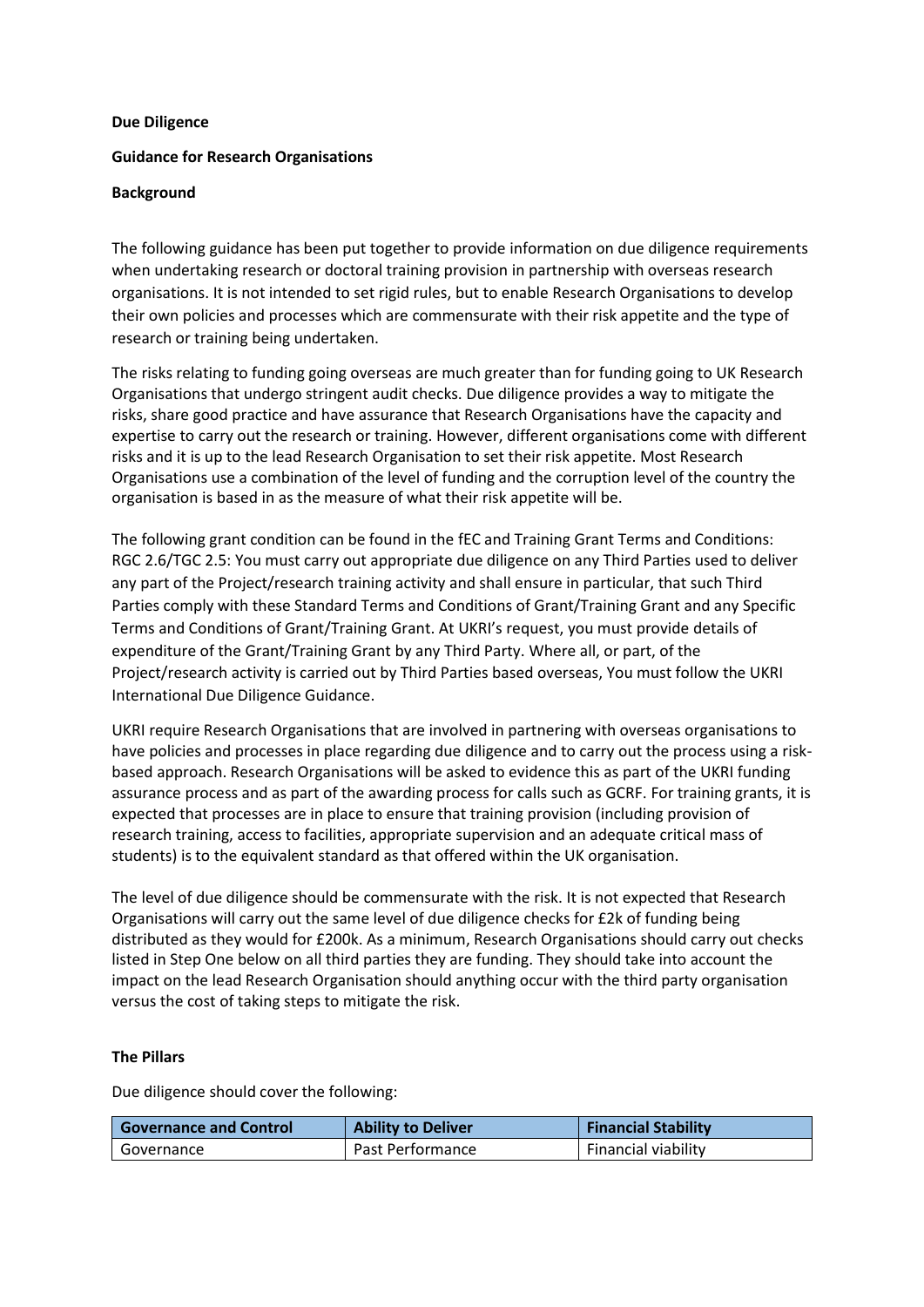**Due Diligence**

**Guidance for Research Organisations**

**Background**

The following guidance has been put together to provide information on due diligence requirements when undertaking research or doctoral training provision in partnership with overseas research organisations. It is not intended to set rigid rules, but to enable Research Organisations to develop their own policies and processes which are commensurate with their risk appetite and the type of research or training being undertaken.

The risks relating to funding going overseas are much greater than for funding going to UK Research Organisations that undergo stringent audit checks. Due diligence provides a way to mitigate the risks, share good practice and have assurance that Research Organisations have the capacity and expertise to carry out the research or training. However, different organisations come with different risks and it is up to the lead Research Organisation to set their risk appetite. Most Research Organisations use a combination of the level of funding and the corruption level of the country the organisation is based in as the measure of what their risk appetite will be.

The following grant condition can be found in the fEC and Training Grant Terms and Conditions: RGC 2.6/TGC 2.5: You must carry out appropriate due diligence on any Third Parties used to deliver any part of the Project/research training activity and shall ensure in particular, that such Third Parties comply with these Standard Terms and Conditions of Grant/Training Grant and any Specific Terms and Conditions of Grant/Training Grant. At UKRI's request, you must provide details of expenditure of the Grant/Training Grant by any Third Party. Where all, or part, of the Project/research activity is carried out by Third Parties based overseas, You must follow the UKRI International Due Diligence Guidance.

UKRI require Research Organisations that are involved in partnering with overseas organisations to have policies and processes in place regarding due diligence and to carry out the process using a risk-based approach. Research Organisations will be asked to evidence this as part of the UKRI funding assurance process and as part of the awarding process for calls such as GCRF. For training grants, it is expected that processes are in place to ensure that training provision (including provision of research training, access to facilities, appropriate supervision and an adequate critical mass of students) is to the equivalent standard as that offered within the UK organisation.

The level of due diligence should be commensurate with the risk. It is not expected that Research Organisations will carry out the same level of due diligence checks for £2k of funding being distributed as they would for £200k. As a minimum, Research Organisations should carry out checks listed in Step One below on all third parties they are funding. They should take into account the impact on the lead Research Organisation should anything occur with the third party organisation versus the cost of taking steps to mitigate the risk.

**The Pillars**

Due diligence should cover the following:

| Governance and Control | Ability to Deliver | Financial Stability |
| --- | --- | --- |
| Governance | Past Performance | Financial viability |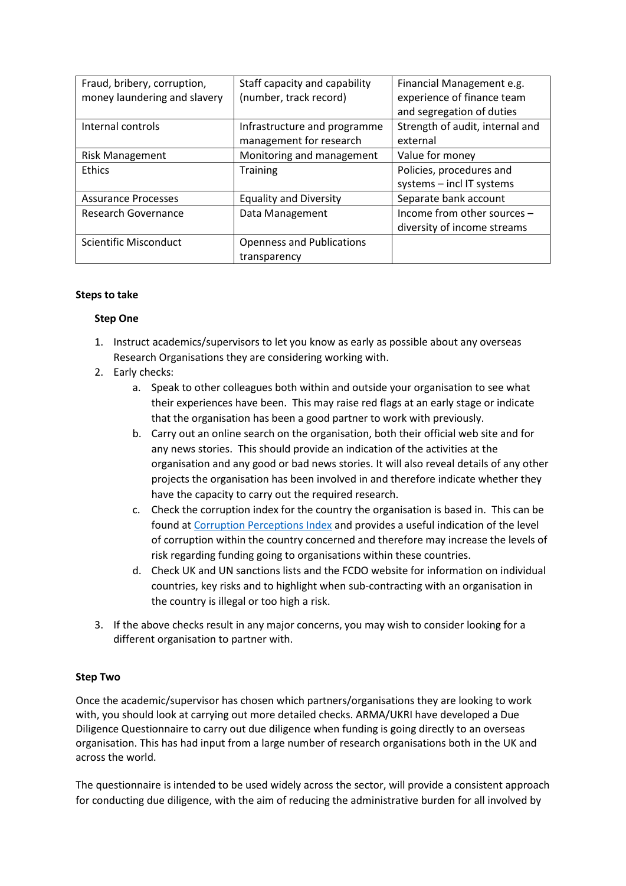| Fraud, bribery, corruption, money laundering and slavery | Staff capacity and capability (number, track record) | Financial Management e.g. experience of finance team and segregation of duties |
|---|---|---|
| Internal controls | Infrastructure and programme management for research | Strength of audit, internal and external |
| Risk Management | Monitoring and management | Value for money |
| Ethics | Training | Policies, procedures and systems – incl IT systems |
| Assurance Processes | Equality and Diversity | Separate bank account |
| Research Governance | Data Management | Income from other sources – diversity of income streams |
| Scientific Misconduct | Openness and Publications transparency | |

**Steps to take**

**Step One**

1. Instruct academics/supervisors to let you know as early as possible about any overseas Research Organisations they are considering working with.
2. Early checks:
   a. Speak to other colleagues both within and outside your organisation to see what their experiences have been. This may raise red flags at an early stage or indicate that the organisation has been a good partner to work with previously.
   b. Carry out an online search on the organisation, both their official web site and for any news stories. This should provide an indication of the activities at the organisation and any good or bad news stories. It will also reveal details of any other projects the organisation has been involved in and therefore indicate whether they have the capacity to carry out the required research.
   c. Check the corruption index for the country the organisation is based in. This can be found at Corruption Perceptions Index and provides a useful indication of the level of corruption within the country concerned and therefore may increase the levels of risk regarding funding going to organisations within these countries.
   d. Check UK and UN sanctions lists and the FCDO website for information on individual countries, key risks and to highlight when sub-contracting with an organisation in the country is illegal or too high a risk.
3. If the above checks result in any major concerns, you may wish to consider looking for a different organisation to partner with.

**Step Two**

Once the academic/supervisor has chosen which partners/organisations they are looking to work with, you should look at carrying out more detailed checks. ARMA/UKRI have developed a Due Diligence Questionnaire to carry out due diligence when funding is going directly to an overseas organisation. This has had input from a large number of research organisations both in the UK and across the world.

The questionnaire is intended to be used widely across the sector, will provide a consistent approach for conducting due diligence, with the aim of reducing the administrative burden for all involved by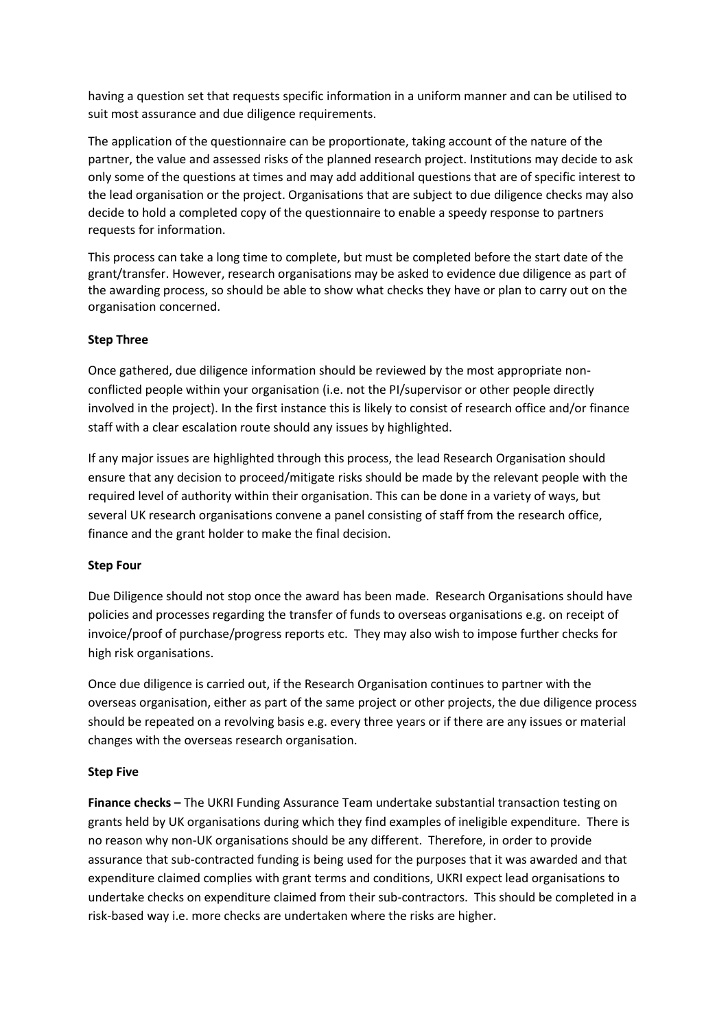having a question set that requests specific information in a uniform manner and can be utilised to suit most assurance and due diligence requirements.

The application of the questionnaire can be proportionate, taking account of the nature of the partner, the value and assessed risks of the planned research project. Institutions may decide to ask only some of the questions at times and may add additional questions that are of specific interest to the lead organisation or the project. Organisations that are subject to due diligence checks may also decide to hold a completed copy of the questionnaire to enable a speedy response to partners requests for information.

This process can take a long time to complete, but must be completed before the start date of the grant/transfer. However, research organisations may be asked to evidence due diligence as part of the awarding process, so should be able to show what checks they have or plan to carry out on the organisation concerned.

**Step Three**

Once gathered, due diligence information should be reviewed by the most appropriate non-conflicted people within your organisation (i.e. not the PI/supervisor or other people directly involved in the project). In the first instance this is likely to consist of research office and/or finance staff with a clear escalation route should any issues by highlighted.

If any major issues are highlighted through this process, the lead Research Organisation should ensure that any decision to proceed/mitigate risks should be made by the relevant people with the required level of authority within their organisation. This can be done in a variety of ways, but several UK research organisations convene a panel consisting of staff from the research office, finance and the grant holder to make the final decision.

**Step Four**

Due Diligence should not stop once the award has been made. Research Organisations should have policies and processes regarding the transfer of funds to overseas organisations e.g. on receipt of invoice/proof of purchase/progress reports etc. They may also wish to impose further checks for high risk organisations.

Once due diligence is carried out, if the Research Organisation continues to partner with the overseas organisation, either as part of the same project or other projects, the due diligence process should be repeated on a revolving basis e.g. every three years or if there are any issues or material changes with the overseas research organisation.

**Step Five**

**Finance checks –** The UKRI Funding Assurance Team undertake substantial transaction testing on grants held by UK organisations during which they find examples of ineligible expenditure. There is no reason why non-UK organisations should be any different. Therefore, in order to provide assurance that sub-contracted funding is being used for the purposes that it was awarded and that expenditure claimed complies with grant terms and conditions, UKRI expect lead organisations to undertake checks on expenditure claimed from their sub-contractors. This should be completed in a risk-based way i.e. more checks are undertaken where the risks are higher.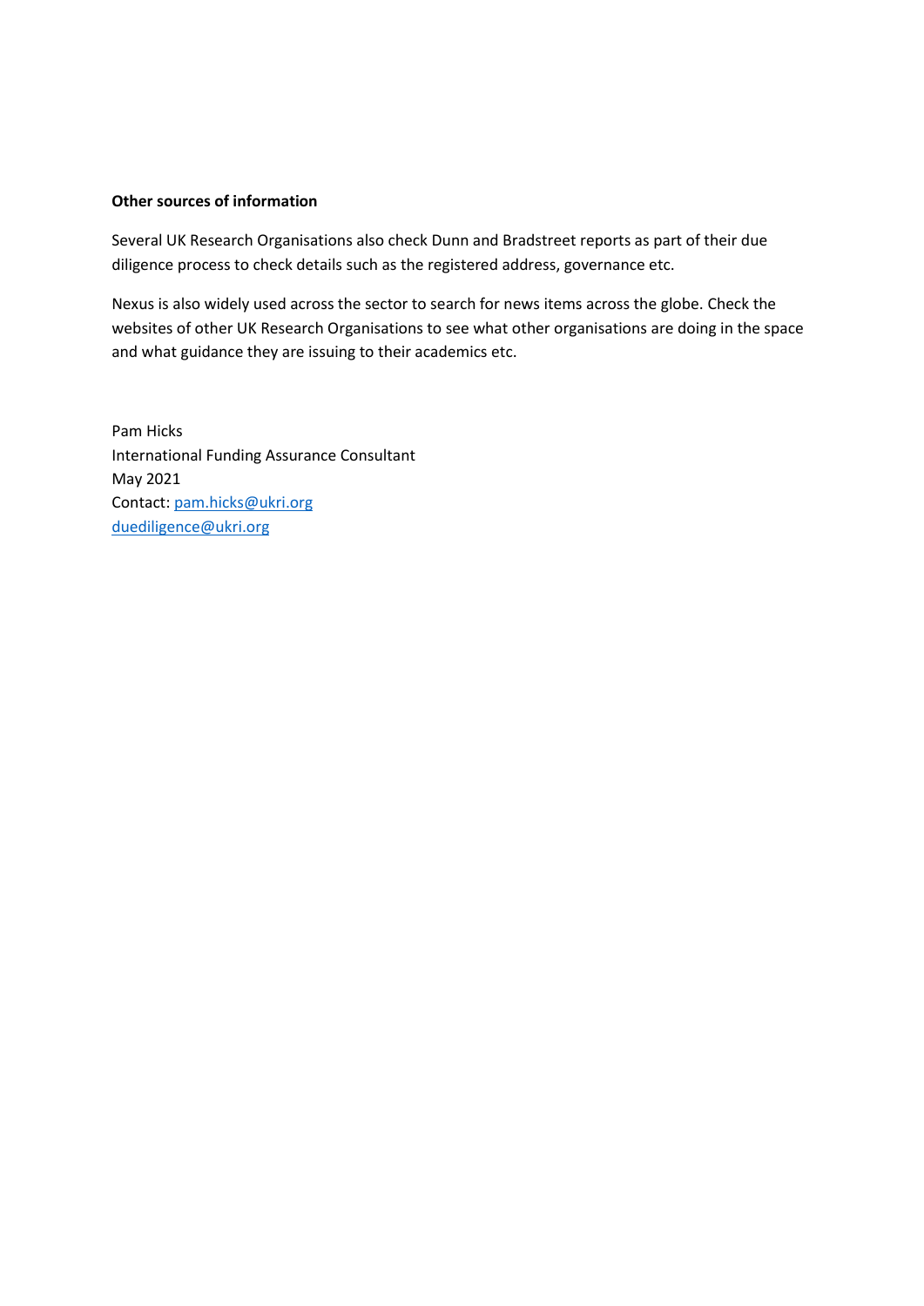**Other sources of information**

Several UK Research Organisations also check Dunn and Bradstreet reports as part of their due diligence process to check details such as the registered address, governance etc.

Nexus is also widely used across the sector to search for news items across the globe. Check the websites of other UK Research Organisations to see what other organisations are doing in the space and what guidance they are issuing to their academics etc.

Pam Hicks
International Funding Assurance Consultant
May 2021
Contact: pam.hicks@ukri.org
duediligence@ukri.org